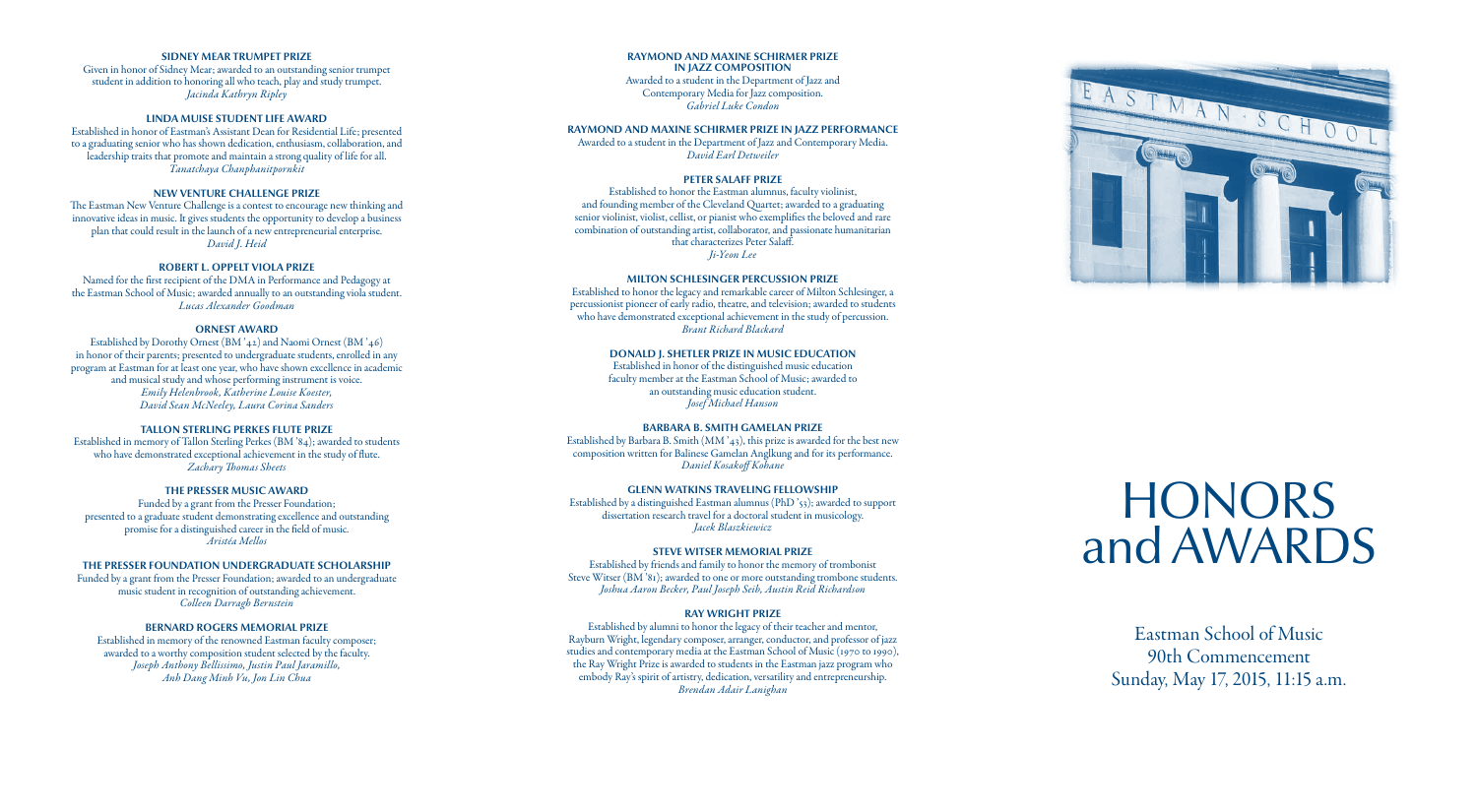### SIDNEY MEAR TRUMPET PRIZE

Given in honor of Sidney Mear; awarded to an outstanding senior trumpet student in addition to honoring all who teach, play and study trumpet.
*Jacinda Kathryn Ripley*

### LINDA MUISE STUDENT LIFE AWARD

Established in honor of Eastman's Assistant Dean for Residential Life; presented to a graduating senior who has shown dedication, enthusiasm, collaboration, and leadership traits that promote and maintain a strong quality of life for all.
*Tanatchaya Chanphanitpornkit*

### NEW VENTURE CHALLENGE PRIZE

The Eastman New Venture Challenge is a contest to encourage new thinking and innovative ideas in music. It gives students the opportunity to develop a business plan that could result in the launch of a new entrepreneurial enterprise.
*David J. Heid*

### ROBERT L. OPPELT VIOLA PRIZE

Named for the first recipient of the DMA in Performance and Pedagogy at the Eastman School of Music; awarded annually to an outstanding viola student.
*Lucas Alexander Goodman*

### ORNEST AWARD

Established by Dorothy Ornest (BM '42) and Naomi Ornest (BM '46) in honor of their parents; presented to undergraduate students, enrolled in any program at Eastman for at least one year, who have shown excellence in academic and musical study and whose performing instrument is voice.
*Emily Helenbrook, Katherine Louise Koester, David Sean McNeeley, Laura Corina Sanders*

### TALLON STERLING PERKES FLUTE PRIZE

Established in memory of Tallon Sterling Perkes (BM '84); awarded to students who have demonstrated exceptional achievement in the study of flute.
*Zachary Thomas Sheets*

### THE PRESSER MUSIC AWARD

Funded by a grant from the Presser Foundation; presented to a graduate student demonstrating excellence and outstanding promise for a distinguished career in the field of music.
*Aristéa Mellos*

### THE PRESSER FOUNDATION UNDERGRADUATE SCHOLARSHIP

Funded by a grant from the Presser Foundation; awarded to an undergraduate music student in recognition of outstanding achievement.
*Colleen Darragh Bernstein*

### BERNARD ROGERS MEMORIAL PRIZE

Established in memory of the renowned Eastman faculty composer; awarded to a worthy composition student selected by the faculty.
*Joseph Anthony Bellissimo, Justin Paul Jaramillo, Anh Dang Minh Vu, Jon Lin Chua*

### RAYMOND AND MAXINE SCHIRMER PRIZE IN JAZZ COMPOSITION

Awarded to a student in the Department of Jazz and Contemporary Media for Jazz composition.
*Gabriel Luke Condon*

### RAYMOND AND MAXINE SCHIRMER PRIZE IN JAZZ PERFORMANCE

Awarded to a student in the Department of Jazz and Contemporary Media.
*David Earl Detweiler*

### PETER SALAFF PRIZE

Established to honor the Eastman alumnus, faculty violinist, and founding member of the Cleveland Quartet; awarded to a graduating senior violinist, violist, cellist, or pianist who exemplifies the beloved and rare combination of outstanding artist, collaborator, and passionate humanitarian that characterizes Peter Salaff.
*Ji-Yeon Lee*

### MILTON SCHLESINGER PERCUSSION PRIZE

Established to honor the legacy and remarkable career of Milton Schlesinger, a percussionist pioneer of early radio, theatre, and television; awarded to students who have demonstrated exceptional achievement in the study of percussion.
*Brant Richard Blackard*

### DONALD J. SHETLER PRIZE IN MUSIC EDUCATION

Established in honor of the distinguished music education faculty member at the Eastman School of Music; awarded to an outstanding music education student.
*Josef Michael Hanson*

### BARBARA B. SMITH GAMELAN PRIZE

Established by Barbara B. Smith (MM '43), this prize is awarded for the best new composition written for Balinese Gamelan Angklung and for its performance.
*Daniel Kosakoff Kohane*

### GLENN WATKINS TRAVELING FELLOWSHIP

Established by a distinguished Eastman alumnus (PhD '53); awarded to support dissertation research travel for a doctoral student in musicology.
*Jacek Blaszkiewicz*

### STEVE WITSER MEMORIAL PRIZE

Established by friends and family to honor the memory of trombonist Steve Witser (BM '81); awarded to one or more outstanding trombone students.
*Joshua Aaron Becker, Paul Joseph Seib, Austin Reid Richardson*

### RAY WRIGHT PRIZE

Established by alumni to honor the legacy of their teacher and mentor, Rayburn Wright, legendary composer, arranger, conductor, and professor of jazz studies and contemporary media at the Eastman School of Music (1970 to 1990), the Ray Wright Prize is awarded to students in the Eastman jazz program who embody Ray's spirit of artistry, dedication, versatility and entrepreneurship.
*Brendan Adair Lanighan*

# HONORS and AWARDS

Eastman School of Music
90th Commencement
Sunday, May 17, 2015, 11:15 a.m.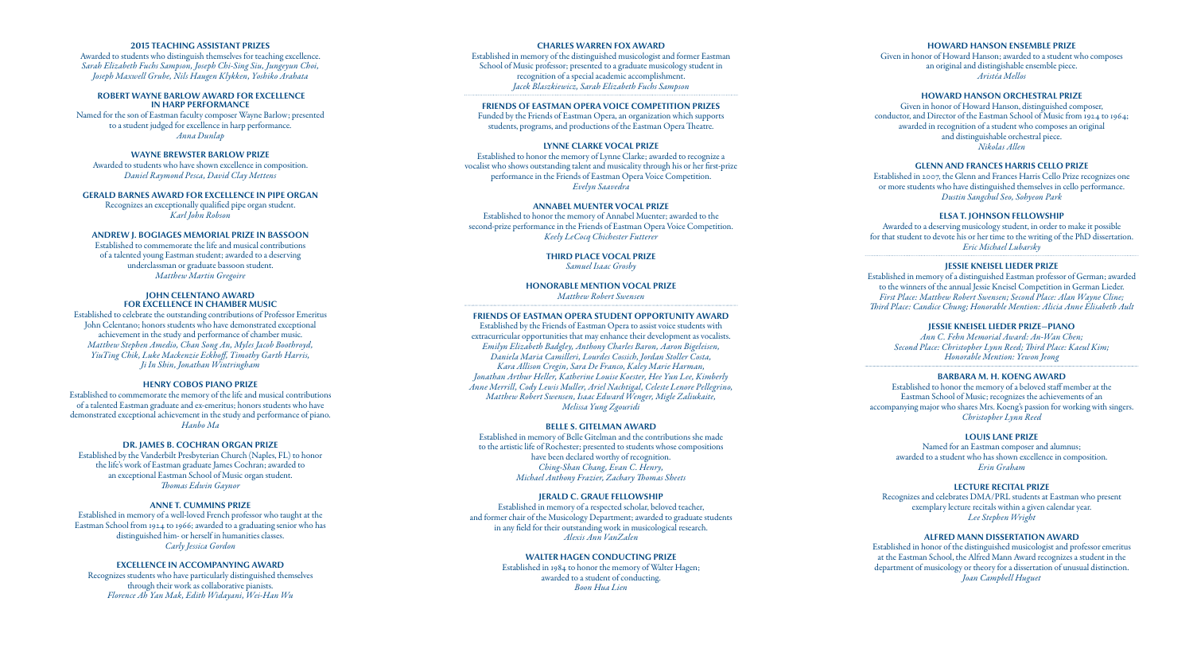## 2015 TEACHING ASSISTANT PRIZES

Awarded to students who distinguish themselves for teaching excellence.
*Sarah Elizabeth Fuchs Sampson, Joseph Chi-Sing Siu, Jungeyun Choi, Joseph Maxwell Grube, Nils Haugen Klykken, Yoshiko Arahata*

## ROBERT WAYNE BARLOW AWARD FOR EXCELLENCE IN HARP PERFORMANCE

Named for the son of Eastman faculty composer Wayne Barlow; presented to a student judged for excellence in harp performance.
*Anna Dunlap*

## WAYNE BREWSTER BARLOW PRIZE

Awarded to students who have shown excellence in composition.
*Daniel Raymond Pesca, David Clay Mettens*

## GERALD BARNES AWARD FOR EXCELLENCE IN PIPE ORGAN

Recognizes an exceptionally qualified pipe organ student.
*Karl John Robson*

## ANDREW J. BOGIAGES MEMORIAL PRIZE IN BASSOON

Established to commemorate the life and musical contributions of a talented young Eastman student; awarded to a deserving underclassman or graduate bassoon student.
*Matthew Martin Gregoire*

## JOHN CELENTANO AWARD FOR EXCELLENCE IN CHAMBER MUSIC

Established to celebrate the outstanding contributions of Professor Emeritus John Celentano; honors students who have demonstrated exceptional achievement in the study and performance of chamber music.
*Matthew Stephen Amedio, Chan Song An, Myles Jacob Boothroyd, YiuTing Chik, Luke Mackenzie Eckhoff, Timothy Garth Harris, Ji In Shin, Jonathan Wintringham*

## HENRY COBOS PIANO PRIZE

Established to commemorate the memory of the life and musical contributions of a talented Eastman graduate and ex-emeritus; honors students who have demonstrated exceptional achievement in the study and performance of piano.
*Hanbo Ma*

## DR. JAMES B. COCHRAN ORGAN PRIZE

Established by the Vanderbilt Presbyterian Church (Naples, FL) to honor the life's work of Eastman graduate James Cochran; awarded to an exceptional Eastman School of Music organ student.
*Thomas Edwin Gaynor*

## ANNE T. CUMMINS PRIZE

Established in memory of a well-loved French professor who taught at the Eastman School from 1924 to 1966; awarded to a graduating senior who has distinguished him- or herself in humanities classes.
*Carly Jessica Gordon*

## EXCELLENCE IN ACCOMPANYING AWARD

Recognizes students who have particularly distinguished themselves through their work as collaborative pianists.
*Florence Ah Yan Mak, Edith Widayani, Wei-Han Wu*

## CHARLES WARREN FOX AWARD

Established in memory of the distinguished musicologist and former Eastman School of Music professor; presented to a graduate musicology student in recognition of a special academic accomplishment.
*Jacek Blaszkiewicz, Sarah Elizabeth Fuchs Sampson*

## FRIENDS OF EASTMAN OPERA VOICE COMPETITION PRIZES

Funded by the Friends of Eastman Opera, an organization which supports students, programs, and productions of the Eastman Opera Theatre.

## LYNNE CLARKE VOCAL PRIZE

Established to honor the memory of Lynne Clarke; awarded to recognize a vocalist who shows outstanding talent and musicality through his or her first-prize performance in the Friends of Eastman Opera Voice Competition.
*Evelyn Saavedra*

## ANNABEL MUENTER VOCAL PRIZE

Established to honor the memory of Annabel Muenter; awarded to the second-prize performance in the Friends of Eastman Opera Voice Competition.
*Keely LeCocq Chichester Futterer*

## THIRD PLACE VOCAL PRIZE

*Samuel Isaac Grosby*

## HONORABLE MENTION VOCAL PRIZE

*Matthew Robert Swensen*

## FRIENDS OF EASTMAN OPERA STUDENT OPPORTUNITY AWARD

Established by the Friends of Eastman Opera to assist voice students with extracurricular opportunities that may enhance their development as vocalists.
*Emilyn Elizabeth Badgley, Anthony Charles Baron, Aaron Bigeleisen, Daniela Maria Camilleri, Lourdes Cossich, Jordan Stoller Costa, Kara Allison Cregin, Sara De Franco, Kaley Marie Harman, Jonathan Arthur Heller, Katherine Louise Koester, Hee Yun Lee, Kimberly Anne Merrill, Cody Lewis Muller, Ariel Nachtigal, Celeste Lenore Pellegrino, Matthew Robert Swensen, Isaac Edward Wenger, Migle Zaliukaite, Melissa Yung Zgouridi*

## BELLE S. GITELMAN AWARD

Established in memory of Belle Gitelman and the contributions she made to the artistic life of Rochester; presented to students whose compositions have been declared worthy of recognition.
*Ching-Shan Chang, Evan C. Henry, Michael Anthony Frazier, Zachary Thomas Sheets*

## JERALD C. GRAUE FELLOWSHIP

Established in memory of a respected scholar, beloved teacher, and former chair of the Musicology Department; awarded to graduate students in any field for their outstanding work in musicological research.
*Alexis Ann VanZalen*

## WALTER HAGEN CONDUCTING PRIZE

Established in 1984 to honor the memory of Walter Hagen; awarded to a student of conducting.
*Boon Hua Lien*

## HOWARD HANSON ENSEMBLE PRIZE

Given in honor of Howard Hanson; awarded to a student who composes an original and distinguishable ensemble piece.
*Aristéa Mellos*

## HOWARD HANSON ORCHESTRAL PRIZE

Given in honor of Howard Hanson, distinguished composer, conductor, and Director of the Eastman School of Music from 1924 to 1964; awarded in recognition of a student who composes an original and distinguishable orchestral piece.
*Nikolas Allen*

## GLENN AND FRANCES HARRIS CELLO PRIZE

Established in 2007, the Glenn and Frances Harris Cello Prize recognizes one or more students who have distinguished themselves in cello performance.
*Dustin Sangchul Seo, Sohyeon Park*

## ELSA T. JOHNSON FELLOWSHIP

Awarded to a deserving musicology student, in order to make it possible for that student to devote his or her time to the writing of the PhD dissertation.
*Eric Michael Lubarsky*

## JESSIE KNEISEL LIEDER PRIZE

Established in memory of a distinguished Eastman professor of German; awarded to the winners of the annual Jessie Kneisel Competition in German Lieder.
*First Place: Matthew Robert Swensen; Second Place: Alan Wayne Cline; Third Place: Candice Chung; Honorable Mention: Alicia Anne Elisabeth Ault*

## JESSIE KNEISEL LIEDER PRIZE—PIANO

*Ann C. Fehn Memorial Award: An-Wan Chen; Second Place: Christopher Lynn Reed; Third Place: Kaeul Kim; Honorable Mention: Yewon Jeong*

## BARBARA M. H. KOENG AWARD

Established to honor the memory of a beloved staff member at the Eastman School of Music; recognizes the achievements of an accompanying major who shares Mrs. Koeng's passion for working with singers.
*Christopher Lynn Reed*

## LOUIS LANE PRIZE

Named for an Eastman composer and alumnus; awarded to a student who has shown excellence in composition.
*Erin Graham*

## LECTURE RECITAL PRIZE

Recognizes and celebrates DMA/PRL students at Eastman who present exemplary lecture recitals within a given calendar year.
*Lee Stephen Wright*

## ALFRED MANN DISSERTATION AWARD

Established in honor of the distinguished musicologist and professor emeritus at the Eastman School, the Alfred Mann Award recognizes a student in the department of musicology or theory for a dissertation of unusual distinction.
*Joan Campbell Huguet*